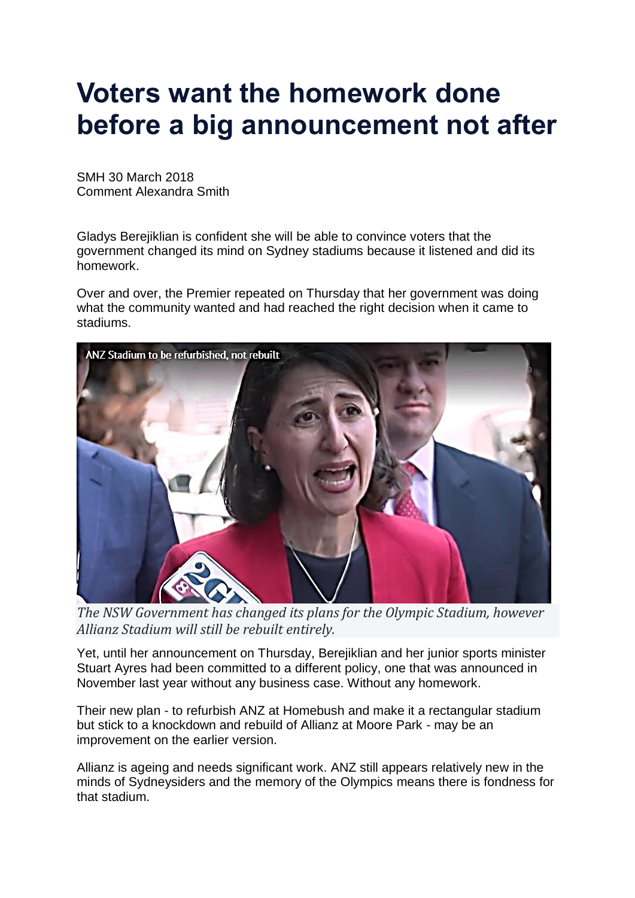# Voters want the homework done before a big announcement not after

SMH 30 March 2018
Comment Alexandra Smith

Gladys Berejiklian is confident she will be able to convince voters that the government changed its mind on Sydney stadiums because it listened and did its homework.

Over and over, the Premier repeated on Thursday that her government was doing what the community wanted and had reached the right decision when it came to stadiums.

*The NSW Government has changed its plans for the Olympic Stadium, however Allianz Stadium will still be rebuilt entirely.*

Yet, until her announcement on Thursday, Berejiklian and her junior sports minister Stuart Ayres had been committed to a different policy, one that was announced in November last year without any business case. Without any homework.

Their new plan - to refurbish ANZ at Homebush and make it a rectangular stadium but stick to a knockdown and rebuild of Allianz at Moore Park - may be an improvement on the earlier version.

Allianz is ageing and needs significant work. ANZ still appears relatively new in the minds of Sydneysiders and the memory of the Olympics means there is fondness for that stadium.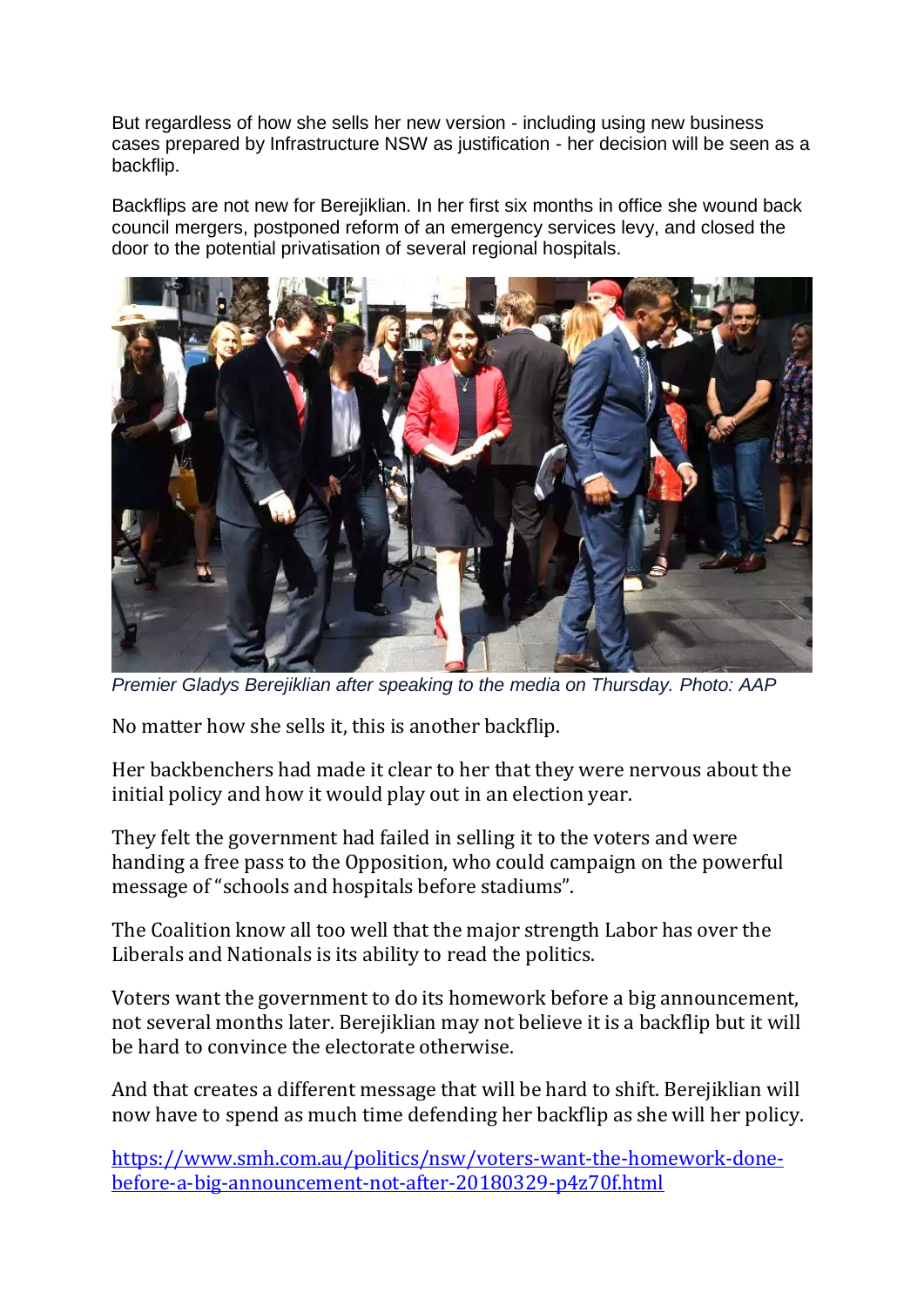But regardless of how she sells her new version - including using new business cases prepared by Infrastructure NSW as justification - her decision will be seen as a backflip.

Backflips are not new for Berejiklian. In her first six months in office she wound back council mergers, postponed reform of an emergency services levy, and closed the door to the potential privatisation of several regional hospitals.

*Premier Gladys Berejiklian after speaking to the media on Thursday. Photo: AAP*

No matter how she sells it, this is another backflip.

Her backbenchers had made it clear to her that they were nervous about the initial policy and how it would play out in an election year.

They felt the government had failed in selling it to the voters and were handing a free pass to the Opposition, who could campaign on the powerful message of "schools and hospitals before stadiums".

The Coalition know all too well that the major strength Labor has over the Liberals and Nationals is its ability to read the politics.

Voters want the government to do its homework before a big announcement, not several months later. Berejiklian may not believe it is a backflip but it will be hard to convince the electorate otherwise.

And that creates a different message that will be hard to shift. Berejiklian will now have to spend as much time defending her backflip as she will her policy.

[https://www.smh.com.au/politics/nsw/voters-want-the-homework-done-before-a-big-announcement-not-after-20180329-p4z70f.html](https://www.smh.com.au/politics/nsw/voters-want-the-homework-done-before-a-big-announcement-not-after-20180329-p4z70f.html)